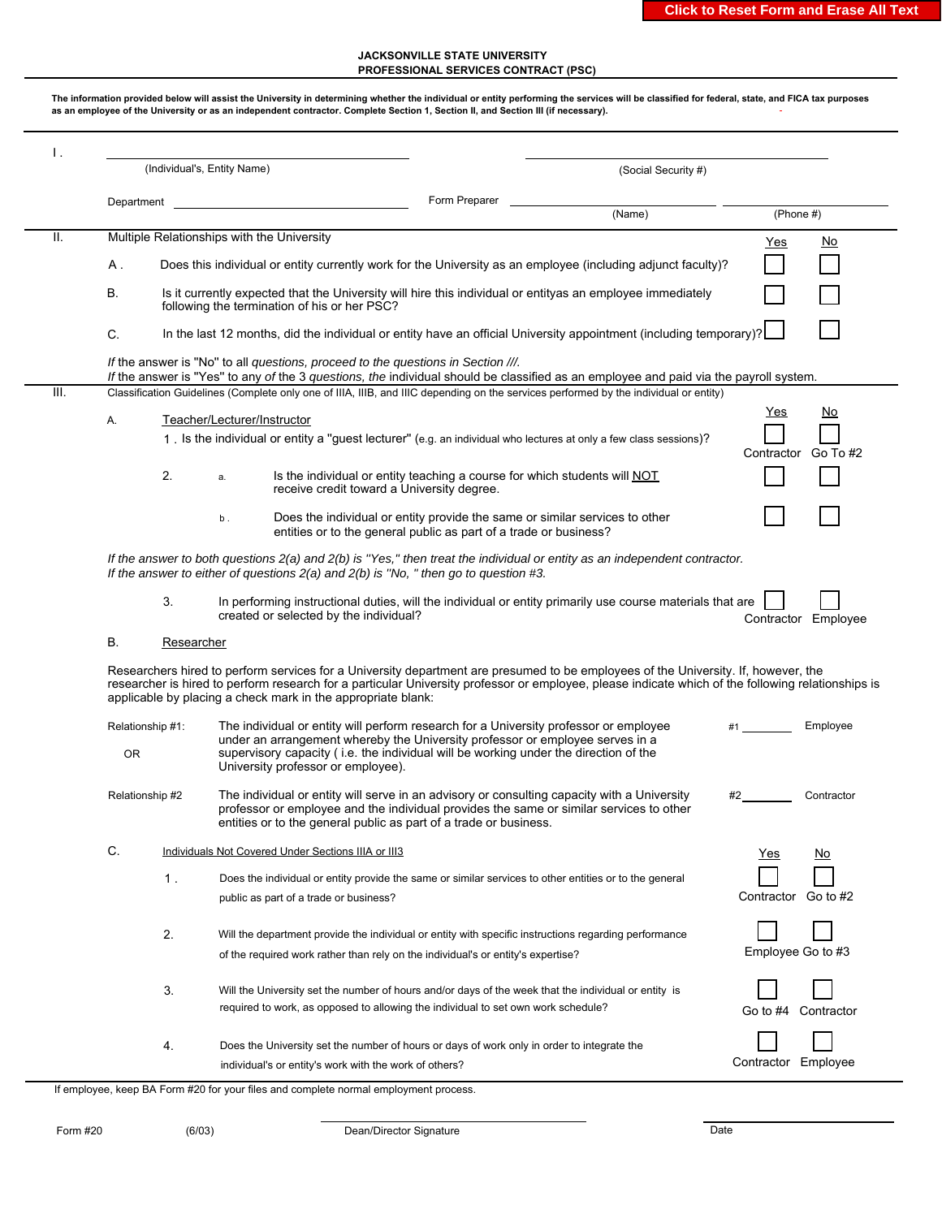Click to Reset Form and Erase All Text

# JACKSONVILLE STATE UNIVERSITY
## PROFESSIONAL SERVICES CONTRACT (PSC)

**The information provided below will assist the University in determining whether the individual or entity performing the services will be classified for federal, state, and FICA tax purposes as an employee of the University or as an independent contractor. Complete Section 1, Section II, and Section III (if necessary).**

I. \_\_\_\_\_\_\_\_\_\_\_\_\_\_\_\_\_\_\_\_\_\_\_\_\_\_\_\_ (Individual's, Entity Name) \_\_\_\_\_\_\_\_\_\_\_\_\_\_\_\_\_\_\_\_\_\_\_\_\_\_\_\_ (Social Security #)

Department \_\_\_\_\_\_\_\_\_\_\_\_\_\_\_\_\_\_\_\_ Form Preparer \_\_\_\_\_\_\_\_\_\_\_\_\_\_\_\_\_\_\_\_ (Name) \_\_\_\_\_\_\_\_\_\_\_\_\_\_ (Phone #)

II. Multiple Relationships with the University

| | | Yes | No |
|---|---|---|---|
| A. | Does this individual or entity currently work for the University as an employee (including adjunct faculty)? | ☐ | ☐ |
| B. | Is it currently expected that the University will hire this individual or entityas an employee immediately following the termination of his or her PSC? | ☐ | ☐ |
| C. | In the last 12 months, did the individual or entity have an official University appointment (including temporary)? | ☐ | ☐ |

*If* the answer is "No" to all *questions, proceed to the questions in Section ///.*
*If* the answer is "Yes" to any *of* the 3 *questions, the* individual should be classified as an employee and paid via the payroll system.

III. Classification Guidelines (Complete only one of IIIA, IIIB, and IIIC depending on the services performed by the individual or entity)

A. Teacher/Lecturer/Instructor

| | | Yes | No |
|---|---|---|---|
| 1. | Is the individual or entity a "guest lecturer" (e.g. an individual who lectures at only a few class sessions)? | ☐ Contractor | ☐ Go To #2 |
| 2. a. | Is the individual or entity teaching a course for which students will NOT receive credit toward a University degree. | ☐ | ☐ |
| b. | Does the individual or entity provide the same or similar services to other entities or to the general public as part of a trade or business? | ☐ | ☐ |

*If the answer to both questions 2(a) and 2(b) is "Yes," then treat the individual or entity as an independent contractor.*
*If the answer to either of questions 2(a) and 2(b) is "No, " then go to question #3.*

| | | | |
|---|---|---|---|
| 3. | In performing instructional duties, will the individual or entity primarily use course materials that are created or selected by the individual? | ☐ Contractor | ☐ Employee |

B. Researcher

Researchers hired to perform services for a University department are presumed to be employees of the University. If, however, the researcher is hired to perform research for a particular University professor or employee, please indicate which of the following relationships is applicable by placing a check mark in the appropriate blank:

Relationship #1: The individual or entity will perform research for a University professor or employee under an arrangement whereby the University professor or employee serves in a supervisory capacity ( i.e. the individual will be working under the direction of the University professor or employee). #1 \_\_\_\_\_\_ Employee

OR

Relationship #2 The individual or entity will serve in an advisory or consulting capacity with a University professor or employee and the individual provides the same or similar services to other entities or to the general public as part of a trade or business. #2 \_\_\_\_\_\_ Contractor

C. Individuals Not Covered Under Sections IIIA or III3

| | | Yes | No |
|---|---|---|---|
| 1. | Does the individual or entity provide the same or similar services to other entities or to the general public as part of a trade or business? | ☐ Contractor | ☐ Go to #2 |
| 2. | Will the department provide the individual or entity with specific instructions regarding performance of the required work rather than rely on the individual's or entity's expertise? | ☐ Employee | ☐ Go to #3 |
| 3. | Will the University set the number of hours and/or days of the week that the individual or entity is required to work, as opposed to allowing the individual to set own work schedule? | ☐ Go to #4 | ☐ Contractor |
| 4. | Does the University set the number of hours or days of work only in order to integrate the individual's or entity's work with the work of others? | ☐ Contractor | ☐ Employee |

If employee, keep BA Form #20 for your files and complete normal employment process.

Form #20 (6/03) \_\_\_\_\_\_\_\_\_\_\_\_\_\_\_\_\_\_\_\_ Dean/Director Signature \_\_\_\_\_\_\_\_\_\_\_\_ Date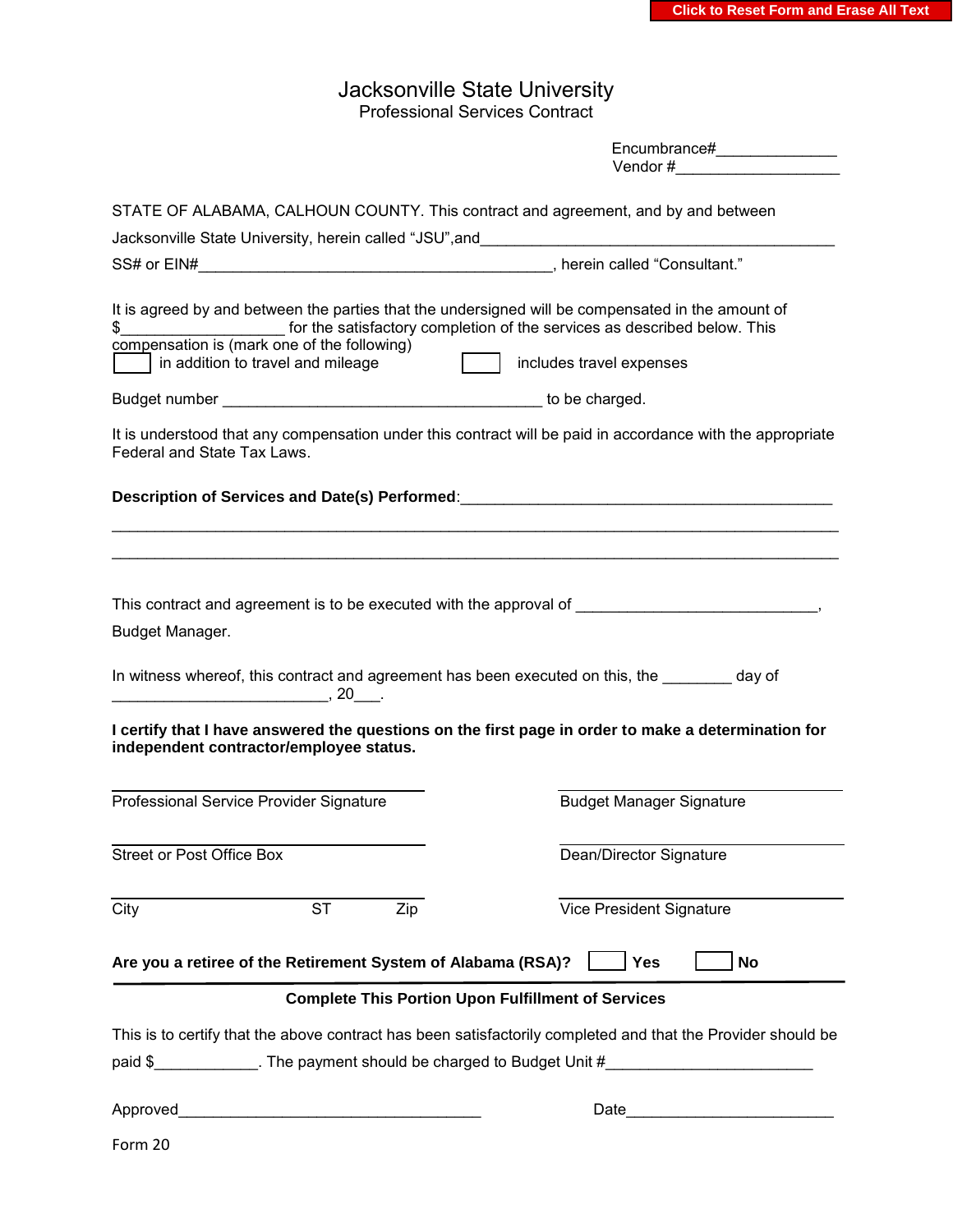Click to Reset Form and Erase All Text

# Jacksonville State University

## Professional Services Contract

Encumbrance#______________
Vendor #___________________

STATE OF ALABAMA, CALHOUN COUNTY. This contract and agreement, and by and between Jacksonville State University, herein called "JSU",and___________________________________________
SS# or EIN#__________________________________________, herein called "Consultant."

It is agreed by and between the parties that the undersigned will be compensated in the amount of $___________________ for the satisfactory completion of the services as described below. This compensation is (mark one of the following)

☐ in addition to travel and mileage ☐ includes travel expenses

Budget number ______________________________________ to be charged.

It is understood that any compensation under this contract will be paid in accordance with the appropriate Federal and State Tax Laws.

**Description of Services and Date(s) Performed**:___________________________________________
_____________________________________________________________________________________
_____________________________________________________________________________________

This contract and agreement is to be executed with the approval of ____________________________, Budget Manager.

In witness whereof, this contract and agreement has been executed on this, the ________ day of _________________________, 20___.

**I certify that I have answered the questions on the first page in order to make a determination for independent contractor/employee status.**

| | |
|---|---|
| Professional Service Provider Signature | Budget Manager Signature |
| Street or Post Office Box | Dean/Director Signature |
| City ST Zip | Vice President Signature |

**Are you a retiree of the Retirement System of Alabama (RSA)?** ☐ **Yes** ☐ **No**

**Complete This Portion Upon Fulfillment of Services**

This is to certify that the above contract has been satisfactorily completed and that the Provider should be paid $____________. The payment should be charged to Budget Unit #________________________

Approved___________________________________ Date________________________

Form 20